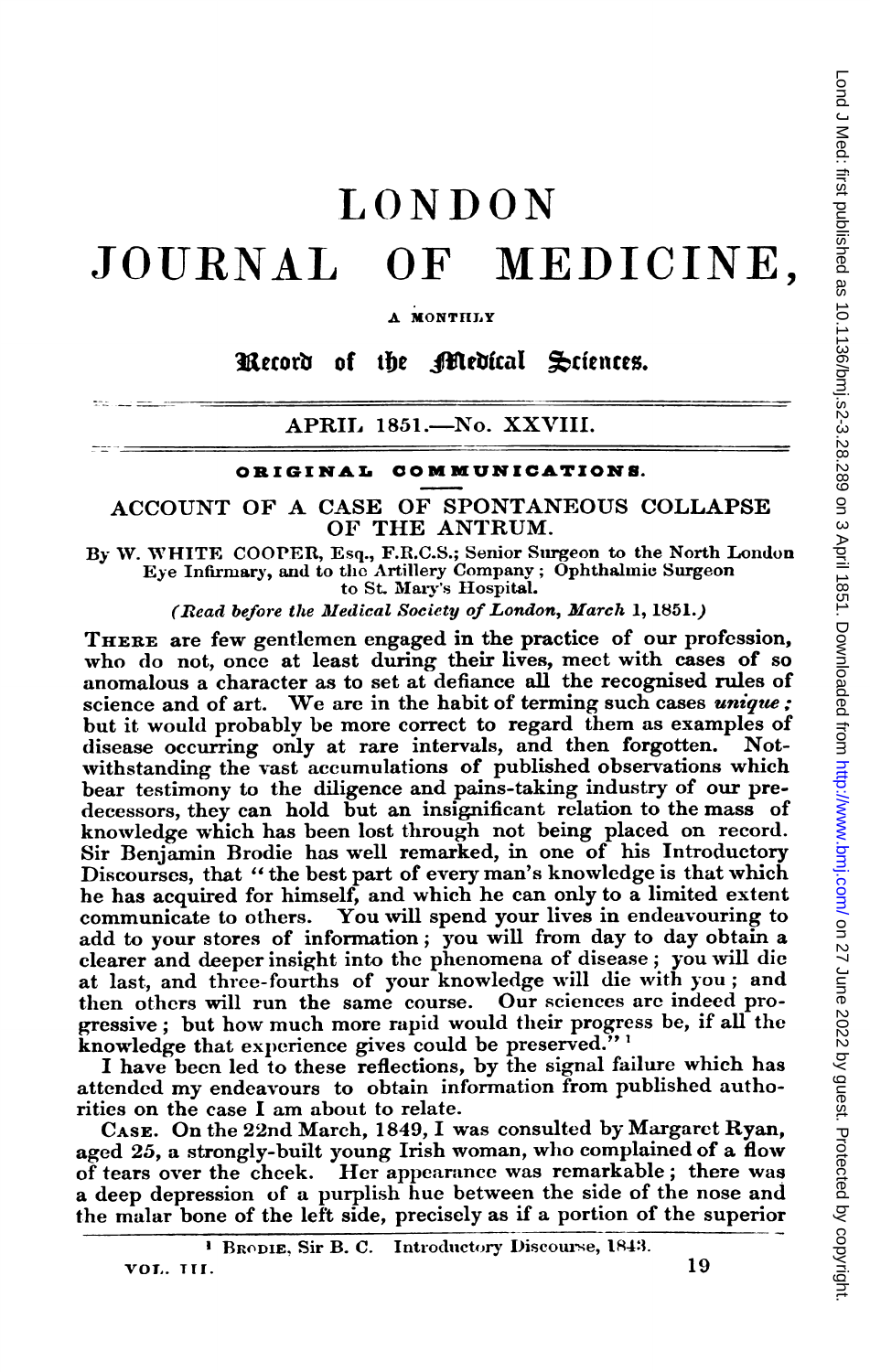# LONDON JOURNAL OF MEDICINE,

A MONTHLY

Record of the Medical Sciences.

APRIL 1851.—No. XXVIII.

## ORIGINAL COMMUNICATIONS.

## ACCOUNT OF A CASE OF SPONTANEOUS COLLAPSE OF THE ANTRUM.

By W. WHITE COOPER, Esq., F.R.C.S.; Senior Surgeon to the North London Eye Infirmary, and to the Artillery Company; Ophthalmic Surgeon to St. Mary's Hospital.

*(Read before the Medical Society of London, March 1, 1851.)*

THERE are few gentlemen engaged in the practice of our profession, who do not, once at least during their lives, meet with cases of so anomalous a character as to set at defiance all the recognised rules of science and of art. We are in the habit of terming such cases *unique*; but it would probably be more correct to regard them as examples of disease occurring only at rare intervals, and then forgotten. Notwithstanding the vast accumulations of published observations which bear testimony to the diligence and pains-taking industry of our predecessors, they can hold but an insignificant relation to the mass of knowledge which has been lost through not being placed on record. Sir Benjamin Brodie has well remarked, in one of his Introductory Discourses, that "the best part of every man's knowledge is that which he has acquired for himself, and which he can only to a limited extent communicate to others. You will spend your lives in endeavouring to add to your stores of information; you will from day to day obtain a clearer and deeper insight into the phenomena of disease; you will die at last, and three-fourths of your knowledge will die with you; and then others will run the same course. Our sciences are indeed progressive; but how much more rapid would their progress be, if all the knowledge that experience gives could be preserved."[1]

I have been led to these reflections, by the signal failure which has attended my endeavours to obtain information from published authorities on the case I am about to relate.

CASE. On the 22nd March, 1849, I was consulted by Margaret Ryan, aged 25, a strongly-built young Irish woman, who complained of a flow of tears over the cheek. Her appearance was remarkable; there was a deep depression of a purplish hue between the side of the nose and the malar bone of the left side, precisely as if a portion of the superior

[1] BRODIE, Sir B. C. Introductory Discourse, 1843.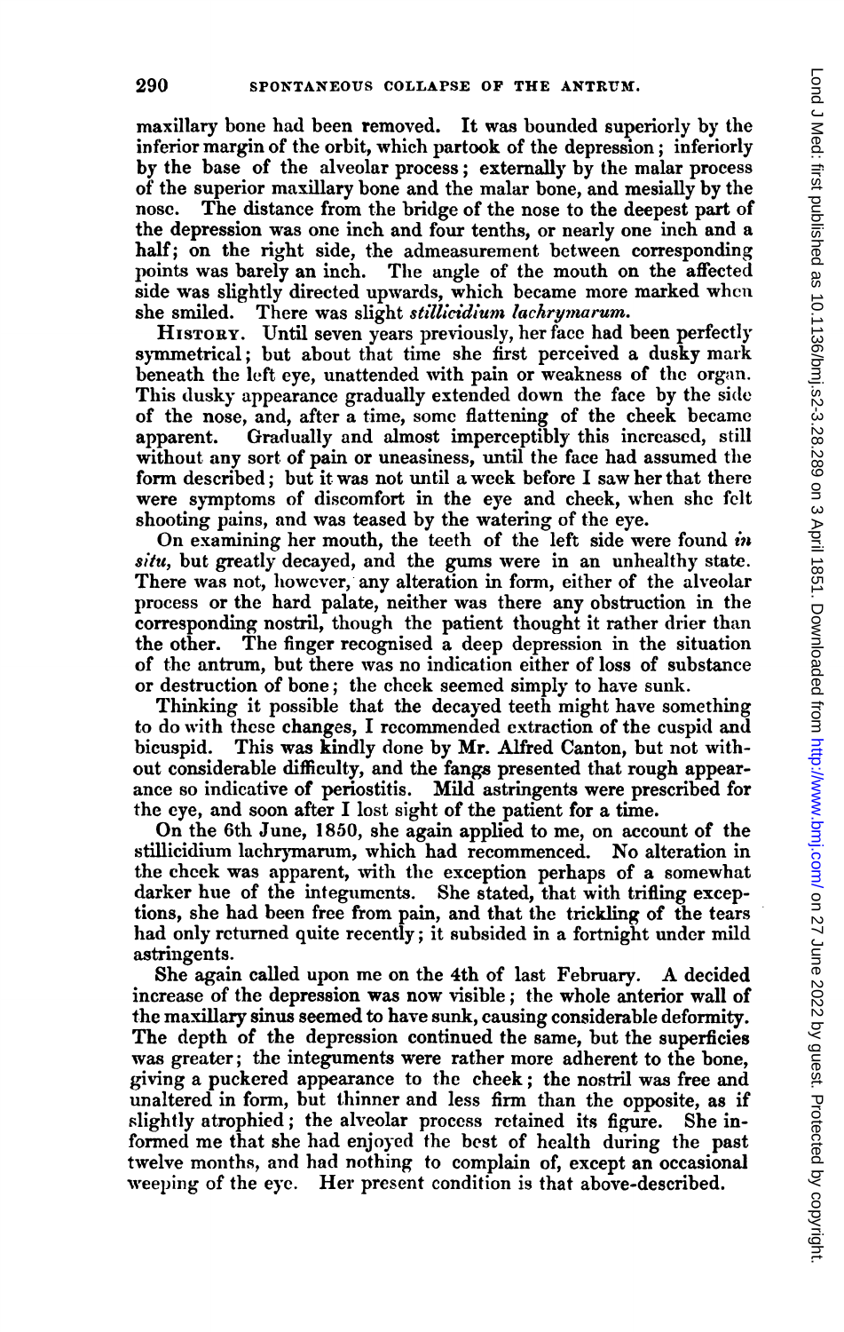maxillary bone had been removed. It was bounded superiorly by the inferior margin of the orbit, which partook of the depression; inferiorly by the base of the alveolar process; externally by the malar process of the superior maxillary bone and the malar bone, and mesially by the nose. The distance from the bridge of the nose to the deepest part of the depression was one inch and four tenths, or nearly one inch and a half; on the right side, the admeasurement between corresponding points was barely an inch. The angle of the mouth on the affected side was slightly directed upwards, which became more marked when she smiled. There was slight *stillicidium lachrymarum.*

HISTORY. Until seven years previously, her face had been perfectly symmetrical; but about that time she first perceived a dusky mark beneath the left eye, unattended with pain or weakness of the organ. This dusky appearance gradually extended down the face by the side of the nose, and, after a time, some flattening of the cheek became apparent. Gradually and almost imperceptibly this increased, still without any sort of pain or uneasiness, until the face had assumed the form described; but it was not until a week before I saw her that there were symptoms of discomfort in the eye and cheek, when she felt shooting pains, and was teased by the watering of the eye.

On examining her mouth, the teeth of the left side were found *in situ*, but greatly decayed, and the gums were in an unhealthy state. There was not, however, any alteration in form, either of the alveolar process or the hard palate, neither was there any obstruction in the corresponding nostril, though the patient thought it rather drier than the other. The finger recognised a deep depression in the situation of the antrum, but there was no indication either of loss of substance or destruction of bone; the cheek seemed simply to have sunk.

Thinking it possible that the decayed teeth might have something to do with these changes, I recommended extraction of the cuspid and bicuspid. This was kindly done by Mr. Alfred Canton, but not without considerable difficulty, and the fangs presented that rough appearance so indicative of periostitis. Mild astringents were prescribed for the eye, and soon after I lost sight of the patient for a time.

On the 6th June, 1850, she again applied to me, on account of the stillicidium lachrymarum, which had recommenced. No alteration in the cheek was apparent, with the exception perhaps of a somewhat darker hue of the integuments. She stated, that with trifling exceptions, she had been free from pain, and that the trickling of the tears had only returned quite recently; it subsided in a fortnight under mild astringents.

She again called upon me on the 4th of last February. A decided increase of the depression was now visible; the whole anterior wall of the maxillary sinus seemed to have sunk, causing considerable deformity. The depth of the depression continued the same, but the superficies was greater; the integuments were rather more adherent to the bone, giving a puckered appearance to the cheek; the nostril was free and unaltered in form, but thinner and less firm than the opposite, as if slightly atrophied; the alveolar process retained its figure. She informed me that she had enjoyed the best of health during the past twelve months, and had nothing to complain of, except an occasional weeping of the eye. Her present condition is that above-described.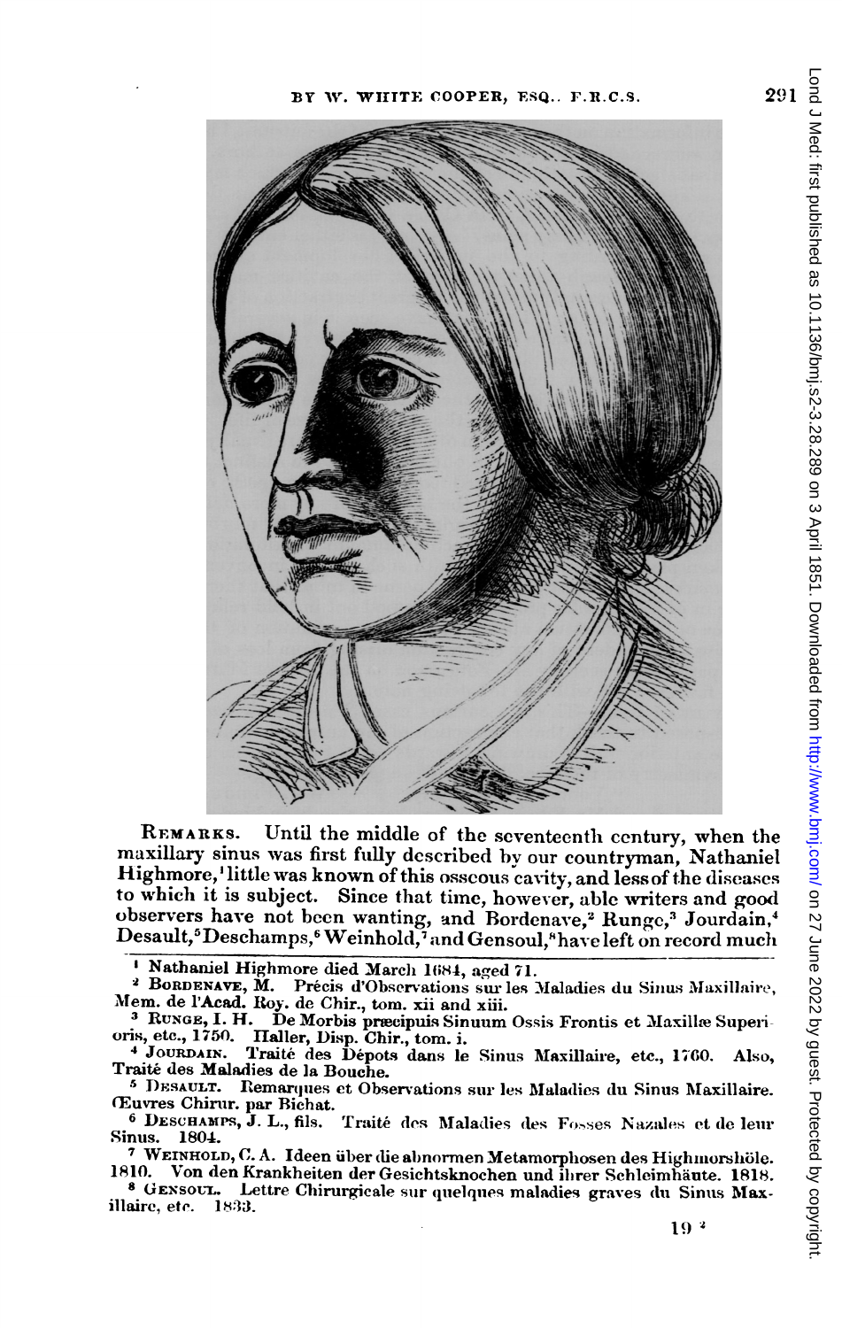REMARKS. Until the middle of the seventeenth century, when the maxillary sinus was first fully described by our countryman, Nathaniel Highmore,[1] little was known of this osseous cavity, and less of the diseases to which it is subject. Since that time, however, able writers and good observers have not been wanting, and Bordenave,[2] Runge,[3] Jourdain,[4] Desault,[5] Deschamps,[6] Weinhold,[7] and Gensoul,[8] have left on record much

---

[1] Nathaniel Highmore died March 1684, aged 71.

[2] BORDENAVE, M. Précis d'Observations sur les Maladies du Sinus Maxillaire, Mem. de l'Acad. Roy. de Chir., tom. xii and xiii.

[3] RUNGE, I. H. De Morbis præcipuis Sinuum Ossis Frontis et Maxillæ Superioris, etc., 1750. Haller, Disp. Chir., tom. i.

[4] JOURDAIN. Traité des Dépots dans le Sinus Maxillaire, etc., 1760. Also, Traité des Maladies de la Bouche.

[5] DESAULT. Remarques et Observations sur les Maladies du Sinus Maxillaire. Œuvres Chirur. par Bichat.

[6] DESCHAMPS, J. L., fils. Traité des Maladies des Fosses Nazales et de leur Sinus. 1804.

[7] WEINHOLD, C. A. Ideen über die abnormen Metamorphosen des Highmorshöle. 1810. Von den Krankheiten der Gesichtsknochen und ihrer Schleimhäute. 1818.

[8] GENSOUL. Lettre Chirurgicale sur quelques maladies graves du Sinus Maxillaire, etc. 1833.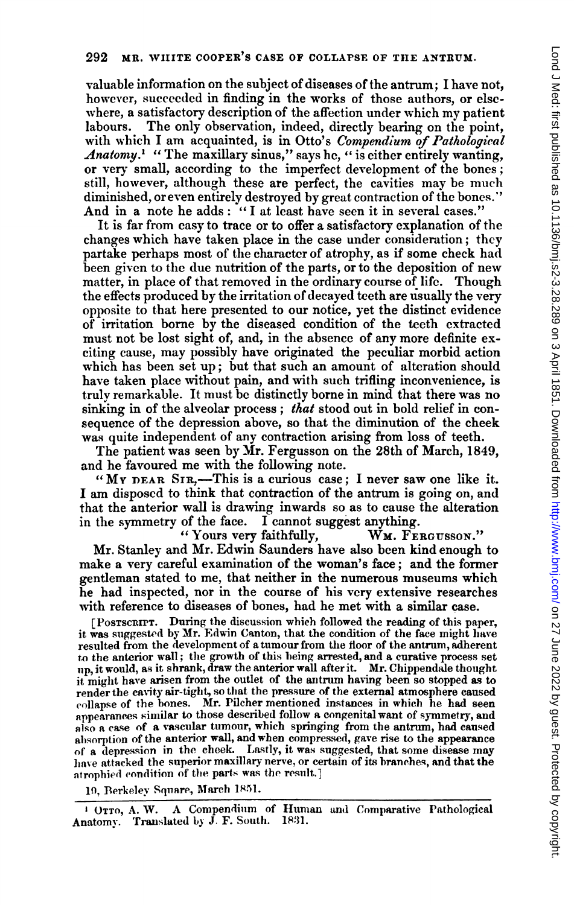valuable information on the subject of diseases of the antrum; I have not, however, succeeded in finding in the works of those authors, or elsewhere, a satisfactory description of the affection under which my patient labours. The only observation, indeed, directly bearing on the point, with which I am acquainted, is in Otto's *Compendium of Pathological Anatomy*.[1] "The maxillary sinus," says he, "is either entirely wanting, or very small, according to the imperfect development of the bones; still, however, although these are perfect, the cavities may be much diminished, or even entirely destroyed by great contraction of the bones." And in a note he adds: "I at least have seen it in several cases."

It is far from easy to trace or to offer a satisfactory explanation of the changes which have taken place in the case under consideration; they partake perhaps most of the character of atrophy, as if some check had been given to the due nutrition of the parts, or to the deposition of new matter, in place of that removed in the ordinary course of life. Though the effects produced by the irritation of decayed teeth are usually the very opposite to that here presented to our notice, yet the distinct evidence of irritation borne by the diseased condition of the teeth extracted must not be lost sight of, and, in the absence of any more definite exciting cause, may possibly have originated the peculiar morbid action which has been set up; but that such an amount of alteration should have taken place without pain, and with such trifling inconvenience, is truly remarkable. It must be distinctly borne in mind that there was no sinking in of the alveolar process; *that* stood out in bold relief in consequence of the depression above, so that the diminution of the cheek was quite independent of any contraction arising from loss of teeth.

The patient was seen by Mr. Fergusson on the 28th of March, 1849, and he favoured me with the following note.

"MY DEAR SIR,—This is a curious case; I never saw one like it. I am disposed to think that contraction of the antrum is going on, and that the anterior wall is drawing inwards so as to cause the alteration in the symmetry of the face. I cannot suggest anything.

"Yours very faithfully, WM. FERGUSSON."

Mr. Stanley and Mr. Edwin Saunders have also been kind enough to make a very careful examination of the woman's face; and the former gentleman stated to me, that neither in the numerous museums which he had inspected, nor in the course of his very extensive researches with reference to diseases of bones, had he met with a similar case.

[POSTSCRIPT. During the discussion which followed the reading of this paper, it was suggested by Mr. Edwin Canton, that the condition of the face might have resulted from the development of a tumour from the floor of the antrum, adherent to the anterior wall; the growth of this being arrested, and a curative process set up, it would, as it shrank, draw the anterior wall after it. Mr. Chippendale thought it might have arisen from the outlet of the antrum having been so stopped as to render the cavity air-tight, so that the pressure of the external atmosphere caused collapse of the bones. Mr. Pilcher mentioned instances in which he had seen appearances similar to those described follow a congenital want of symmetry, and also a case of a vascular tumour, which springing from the antrum, had caused absorption of the anterior wall, and when compressed, gave rise to the appearance of a depression in the cheek. Lastly, it was suggested, that some disease may have attacked the superior maxillary nerve, or certain of its branches, and that the atrophied condition of the parts was the result.]

19, Berkeley Square, March 1851.

[1] OTTO, A. W. A Compendium of Human and Comparative Pathological Anatomy. Translated by J. F. South. 1831.